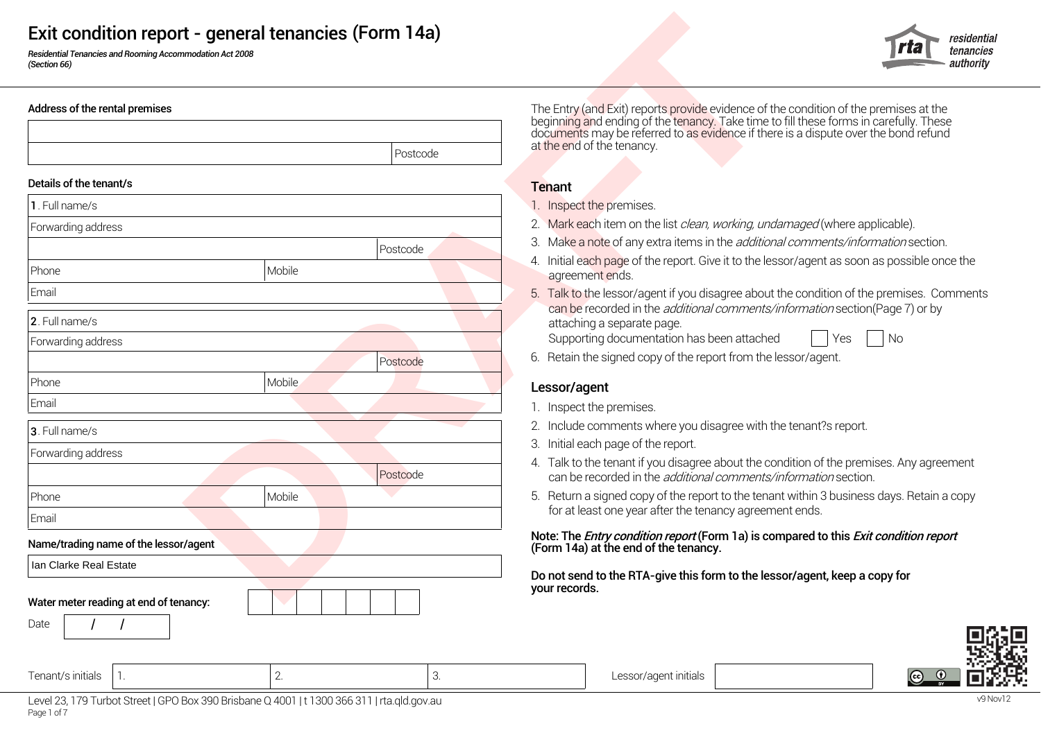# Exit condition report - general tenancies (Form 14a)

*Residential Tenancies and Rooming Accommodation Act 2008*
*(Section 66)*

residential tenancies authority

### Address of the rental premises

| | |
|---|---|
| | |
| | Postcode |

### Details of the tenant/s

| | |
|---|---|
| **1**. Full name/s | |
| Forwarding address | |
| | Postcode |
| Phone | Mobile |
| Email | |

| | |
|---|---|
| **2**. Full name/s | |
| Forwarding address | |
| | Postcode |
| Phone | Mobile |
| Email | |

| | |
|---|---|
| **3**. Full name/s | |
| Forwarding address | |
| | Postcode |
| Phone | Mobile |
| Email | |

### Name/trading name of the lessor/agent

Ian Clarke Real Estate

**Water meter reading at end of tenancy:**

Date / /

The Entry (and Exit) reports provide evidence of the condition of the premises at the beginning and ending of the tenancy. Take time to fill these forms in carefully. These documents may be referred to as evidence if there is a dispute over the bond refund at the end of the tenancy.

## Tenant

1. Inspect the premises.
2. Mark each item on the list *clean, working, undamaged* (where applicable).
3. Make a note of any extra items in the *additional comments/information* section.
4. Initial each page of the report. Give it to the lessor/agent as soon as possible once the agreement ends.
5. Talk to the lessor/agent if you disagree about the condition of the premises. Comments can be recorded in the *additional comments/information* section(Page 7) or by attaching a separate page.
   Supporting documentation has been attached ☐ Yes ☐ No
6. Retain the signed copy of the report from the lessor/agent.

## Lessor/agent

1. Inspect the premises.
2. Include comments where you disagree with the tenant?s report.
3. Initial each page of the report.
4. Talk to the tenant if you disagree about the condition of the premises. Any agreement can be recorded in the *additional comments/information* section.
5. Return a signed copy of the report to the tenant within 3 business days. Retain a copy for at least one year after the tenancy agreement ends.

**Note: The *Entry condition report* (Form 1a) is compared to this *Exit condition report* (Form 14a) at the end of the tenancy.**

**Do not send to the RTA-give this form to the lessor/agent, keep a copy for your records.**

| Tenant/s initials | 1. | 2. | 3. | Lessor/agent initials | |
|---|---|---|---|---|---|

Level 23, 179 Turbot Street | GPO Box 390 Brisbane Q 4001 | t 1300 366 311 | rta.qld.gov.au

v9 Nov12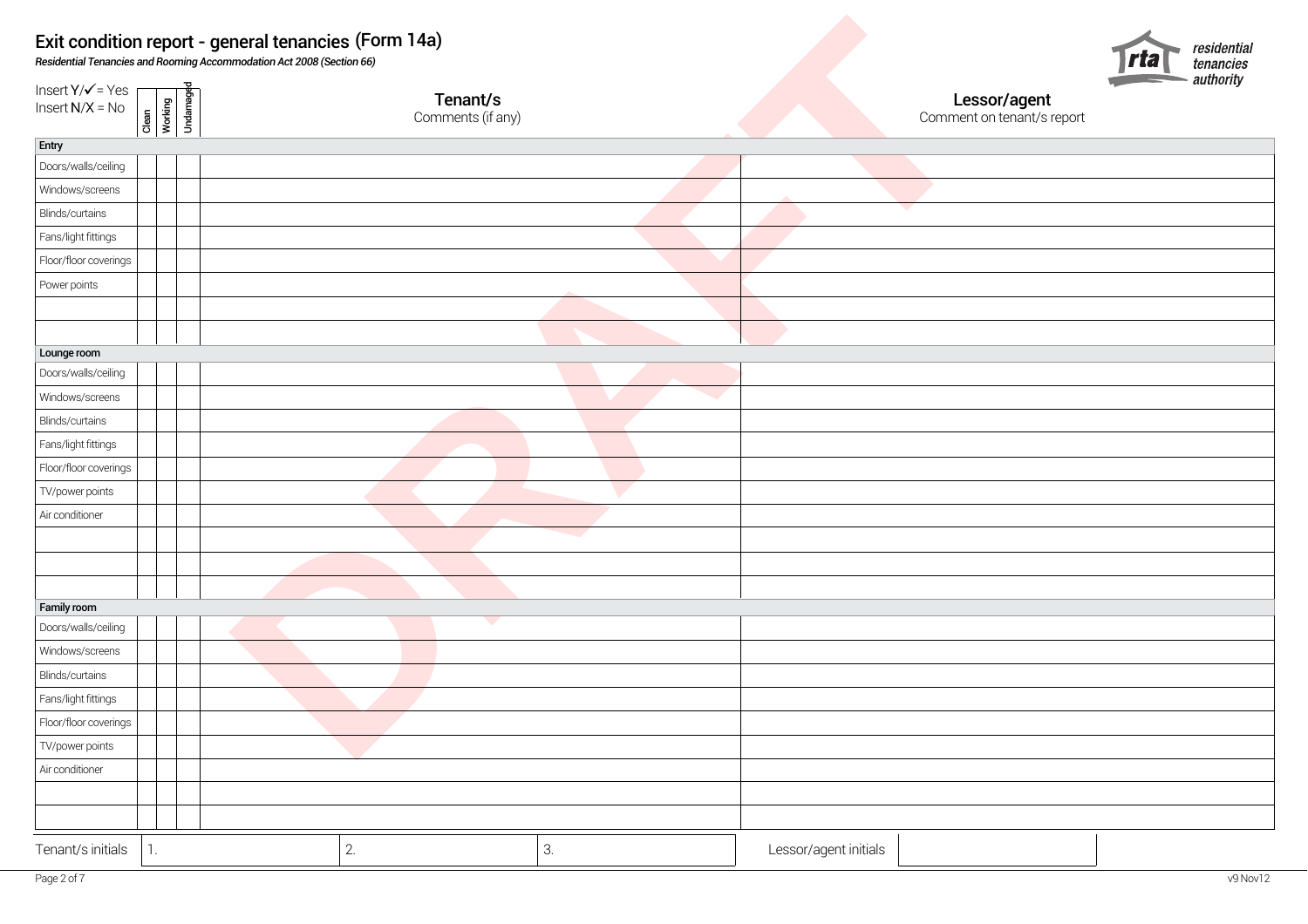# Exit condition report - general tenancies (Form 14a)

***Residential Tenancies and Rooming Accommodation Act 2008 (Section 66)***

Insert Y/✓ = Yes
Insert N/X = No

| | Clean | Working | Undamaged | Tenant/s Comments (if any) | Lessor/agent Comment on tenant/s report |
|---|---|---|---|---|---|
| **Entry** | | | | | |
| Doors/walls/ceiling | | | | | |
| Windows/screens | | | | | |
| Blinds/curtains | | | | | |
| Fans/light fittings | | | | | |
| Floor/floor coverings | | | | | |
| Power points | | | | | |
| | | | | | |
| | | | | | |
| **Lounge room** | | | | | |
| Doors/walls/ceiling | | | | | |
| Windows/screens | | | | | |
| Blinds/curtains | | | | | |
| Fans/light fittings | | | | | |
| Floor/floor coverings | | | | | |
| TV/power points | | | | | |
| Air conditioner | | | | | |
| | | | | | |
| | | | | | |
| | | | | | |
| **Family room** | | | | | |
| Doors/walls/ceiling | | | | | |
| Windows/screens | | | | | |
| Blinds/curtains | | | | | |
| Fans/light fittings | | | | | |
| Floor/floor coverings | | | | | |
| TV/power points | | | | | |
| Air conditioner | | | | | |
| | | | | | |
| | | | | | |

| | | | | | |
|---|---|---|---|---|---|
| Tenant/s initials | 1. | 2. | 3. | Lessor/agent initials | |

v9 Nov12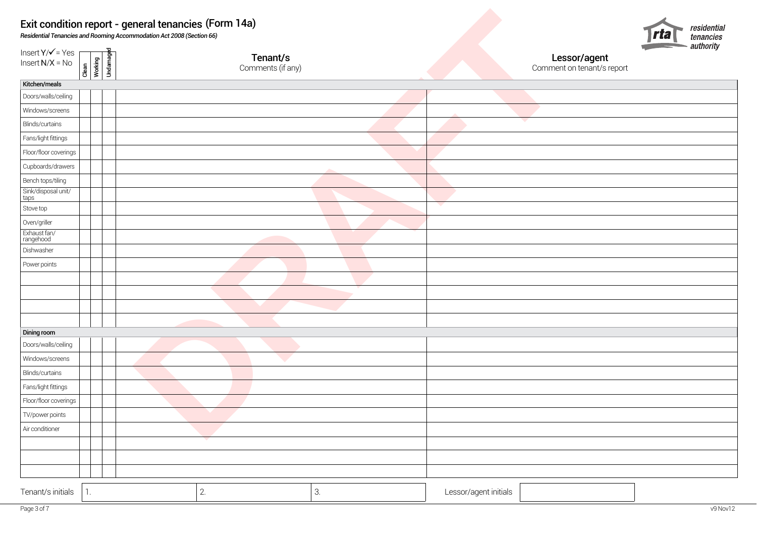# Exit condition report - general tenancies (Form 14a)

*Residential Tenancies and Rooming Accommodation Act 2008 (Section 66)*

residential tenancies authority

Insert Y/✓ = Yes
Insert N/X = No

| | Clean | Working | Undamaged | Tenant/s Comments (if any) | Lessor/agent Comment on tenant/s report |
|---|---|---|---|---|---|
| **Kitchen/meals** | | | | | |
| Doors/walls/ceiling | | | | | |
| Windows/screens | | | | | |
| Blinds/curtains | | | | | |
| Fans/light fittings | | | | | |
| Floor/floor coverings | | | | | |
| Cupboards/drawers | | | | | |
| Bench tops/tiling | | | | | |
| Sink/disposal unit/taps | | | | | |
| Stove top | | | | | |
| Oven/griller | | | | | |
| Exhaust fan/rangehood | | | | | |
| Dishwasher | | | | | |
| Power points | | | | | |
| | | | | | |
| | | | | | |
| | | | | | |
| | | | | | |
| **Dining room** | | | | | |
| Doors/walls/ceiling | | | | | |
| Windows/screens | | | | | |
| Blinds/curtains | | | | | |
| Fans/light fittings | | | | | |
| Floor/floor coverings | | | | | |
| TV/power points | | | | | |
| Air conditioner | | | | | |
| | | | | | |
| | | | | | |
| | | | | | |

| | | | | | |
|---|---|---|---|---|---|
| Tenant/s initials | 1. | 2. | 3. | Lessor/agent initials | |

DRAFT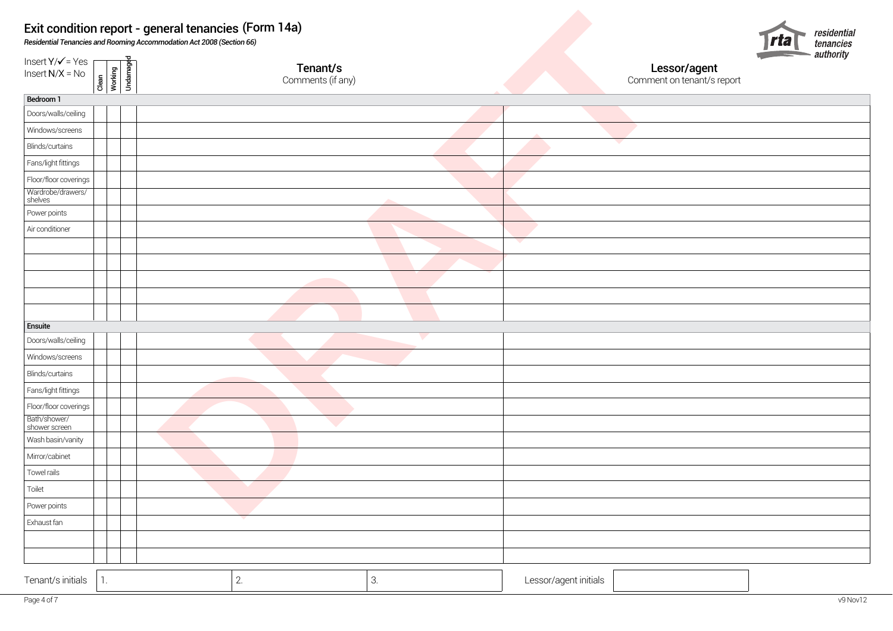# Exit condition report - general tenancies (Form 14a)

*Residential Tenancies and Rooming Accommodation Act 2008 (Section 66)*

Insert Y/✓ = Yes
Insert N/X = No

| | Clean | Working | Undamaged | Tenant/s Comments (if any) | Lessor/agent Comment on tenant/s report |
|---|---|---|---|---|---|
| **Bedroom 1** | | | | | |
| Doors/walls/ceiling | | | | | |
| Windows/screens | | | | | |
| Blinds/curtains | | | | | |
| Fans/light fittings | | | | | |
| Floor/floor coverings | | | | | |
| Wardrobe/drawers/ shelves | | | | | |
| Power points | | | | | |
| Air conditioner | | | | | |
| | | | | | |
| | | | | | |
| | | | | | |
| | | | | | |
| | | | | | |
| **Ensuite** | | | | | |
| Doors/walls/ceiling | | | | | |
| Windows/screens | | | | | |
| Blinds/curtains | | | | | |
| Fans/light fittings | | | | | |
| Floor/floor coverings | | | | | |
| Bath/shower/ shower screen | | | | | |
| Wash basin/vanity | | | | | |
| Mirror/cabinet | | | | | |
| Towel rails | | | | | |
| Toilet | | | | | |
| Power points | | | | | |
| Exhaust fan | | | | | |
| | | | | | |
| | | | | | |

| Tenant/s initials | 1. | 2. | 3. | Lessor/agent initials | |
|---|---|---|---|---|---|

v9 Nov12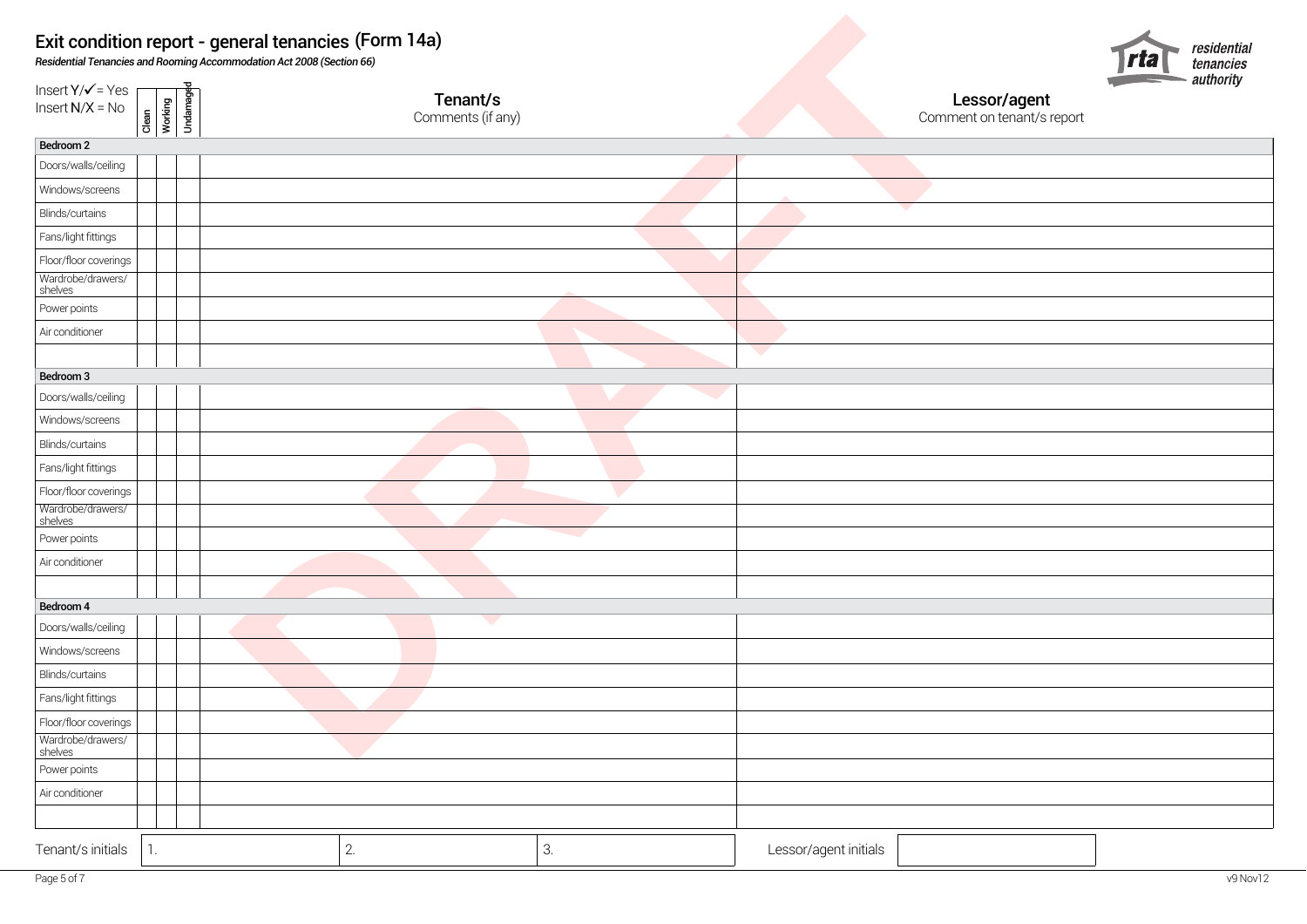# Exit condition report - general tenancies (Form 14a)

***Residential Tenancies and Rooming Accommodation Act 2008 (Section 66)***

residential tenancies authority

Insert Y/✓ = Yes
Insert N/X = No

| | Clean | Working | Undamaged | Tenant/s Comments (if any) | Lessor/agent Comment on tenant/s report |
|---|---|---|---|---|---|
| **Bedroom 2** | | | | | |
| Doors/walls/ceiling | | | | | |
| Windows/screens | | | | | |
| Blinds/curtains | | | | | |
| Fans/light fittings | | | | | |
| Floor/floor coverings | | | | | |
| Wardrobe/drawers/ shelves | | | | | |
| Power points | | | | | |
| Air conditioner | | | | | |
| | | | | | |
| **Bedroom 3** | | | | | |
| Doors/walls/ceiling | | | | | |
| Windows/screens | | | | | |
| Blinds/curtains | | | | | |
| Fans/light fittings | | | | | |
| Floor/floor coverings | | | | | |
| Wardrobe/drawers/ shelves | | | | | |
| Power points | | | | | |
| Air conditioner | | | | | |
| | | | | | |
| **Bedroom 4** | | | | | |
| Doors/walls/ceiling | | | | | |
| Windows/screens | | | | | |
| Blinds/curtains | | | | | |
| Fans/light fittings | | | | | |
| Floor/floor coverings | | | | | |
| Wardrobe/drawers/ shelves | | | | | |
| Power points | | | | | |
| Air conditioner | | | | | |
| | | | | | |

| | | | | | |
|---|---|---|---|---|---|
| Tenant/s initials | 1. | 2. | 3. | Lessor/agent initials | |

DRAFT

v9 Nov12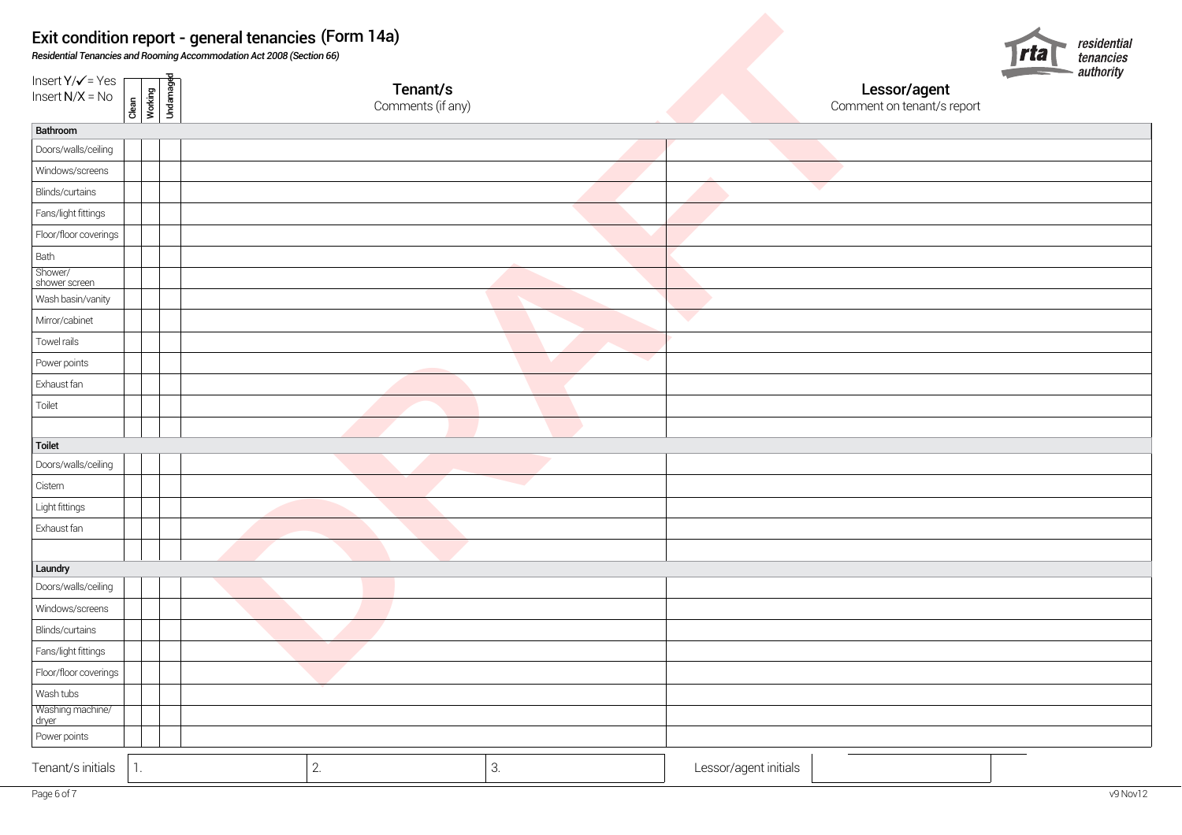# Exit condition report - general tenancies (Form 14a)

***Residential Tenancies and Rooming Accommodation Act 2008 (Section 66)***

residential tenancies authority

Insert Y/✓ = Yes
Insert N/X = No

| | Clean | Working | Undamaged | Tenant/s Comments (if any) | Lessor/agent Comment on tenant/s report |
|---|---|---|---|---|---|
| **Bathroom** | | | | | |
| Doors/walls/ceiling | | | | | |
| Windows/screens | | | | | |
| Blinds/curtains | | | | | |
| Fans/light fittings | | | | | |
| Floor/floor coverings | | | | | |
| Bath | | | | | |
| Shower/ shower screen | | | | | |
| Wash basin/vanity | | | | | |
| Mirror/cabinet | | | | | |
| Towel rails | | | | | |
| Power points | | | | | |
| Exhaust fan | | | | | |
| Toilet | | | | | |
| | | | | | |
| **Toilet** | | | | | |
| Doors/walls/ceiling | | | | | |
| Cistern | | | | | |
| Light fittings | | | | | |
| Exhaust fan | | | | | |
| | | | | | |
| **Laundry** | | | | | |
| Doors/walls/ceiling | | | | | |
| Windows/screens | | | | | |
| Blinds/curtains | | | | | |
| Fans/light fittings | | | | | |
| Floor/floor coverings | | | | | |
| Wash tubs | | | | | |
| Washing machine/ dryer | | | | | |
| Power points | | | | | |

| Tenant/s initials | 1. | 2. | 3. | Lessor/agent initials | |
|---|---|---|---|---|---|

v9 Nov12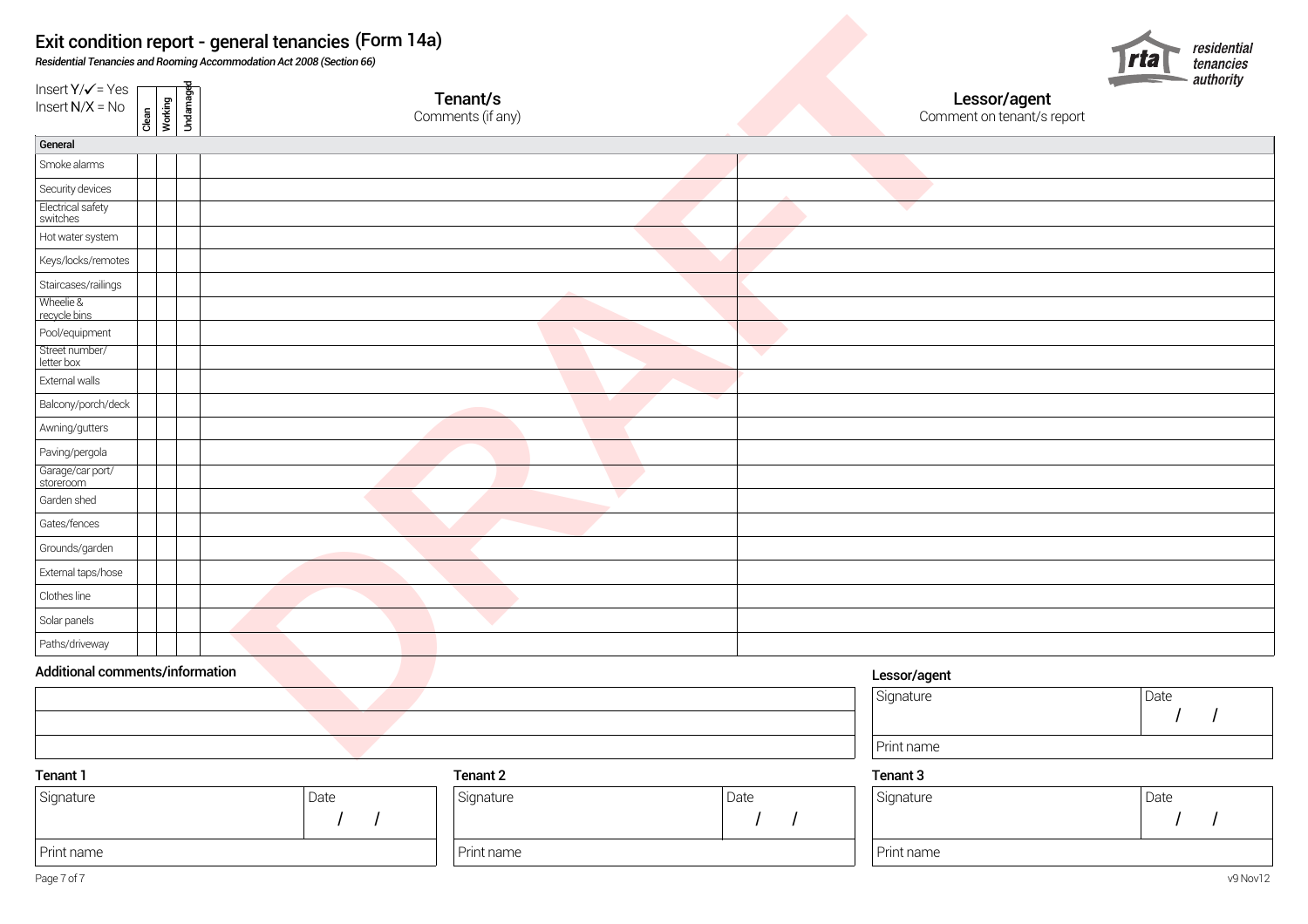# Exit condition report - general tenancies (Form 14a)

*Residential Tenancies and Rooming Accommodation Act 2008 (Section 66)*

Insert Y/✓ = Yes
Insert N/X = No

| | Clean | Working | Undamaged | Tenant/s Comments (if any) | Lessor/agent Comment on tenant/s report |
|---|---|---|---|---|---|
| **General** | | | | | |
| Smoke alarms | | | | | |
| Security devices | | | | | |
| Electrical safety switches | | | | | |
| Hot water system | | | | | |
| Keys/locks/remotes | | | | | |
| Staircases/railings | | | | | |
| Wheelie & recycle bins | | | | | |
| Pool/equipment | | | | | |
| Street number/ letter box | | | | | |
| External walls | | | | | |
| Balcony/porch/deck | | | | | |
| Awning/gutters | | | | | |
| Paving/pergola | | | | | |
| Garage/car port/ storeroom | | | | | |
| Garden shed | | | | | |
| Gates/fences | | | | | |
| Grounds/garden | | | | | |
| External taps/hose | | | | | |
| Clothes line | | | | | |
| Solar panels | | | | | |
| Paths/driveway | | | | | |

## Additional comments/information

| |
|---|
| |
| |
| |

## Lessor/agent

| Signature | Date / / |
|---|---|
| Print name | |

## Tenant 1

| Signature | Date / / |
|---|---|
| Print name | |

## Tenant 2

| Signature | Date / / |
|---|---|
| Print name | |

## Tenant 3

| Signature | Date / / |
|---|---|
| Print name | |

v9 Nov12